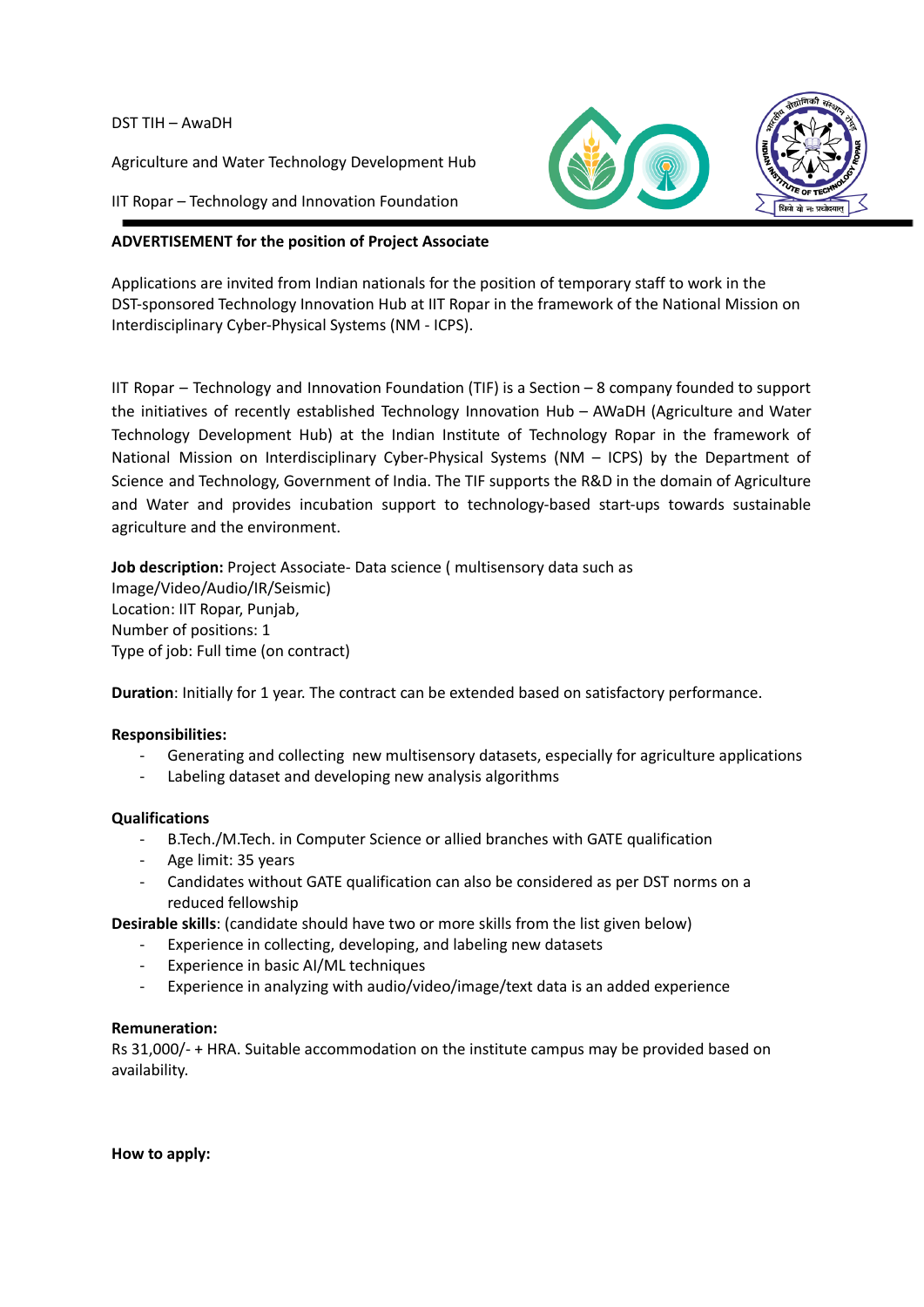DST TIH – AwaDH

Agriculture and Water Technology Development Hub

IIT Ropar – Technology and Innovation Foundation

**ADVERTISEMENT for the position of Project Associate**

Applications are invited from Indian nationals for the position of temporary staff to work in the DST-sponsored Technology Innovation Hub at IIT Ropar in the framework of the National Mission on Interdisciplinary Cyber-Physical Systems (NM - ICPS).

IIT Ropar – Technology and Innovation Foundation (TIF) is a Section – 8 company founded to support the initiatives of recently established Technology Innovation Hub – AWaDH (Agriculture and Water Technology Development Hub) at the Indian Institute of Technology Ropar in the framework of National Mission on Interdisciplinary Cyber-Physical Systems (NM – ICPS) by the Department of Science and Technology, Government of India. The TIF supports the R&D in the domain of Agriculture and Water and provides incubation support to technology-based start-ups towards sustainable agriculture and the environment.

**Job description:** Project Associate- Data science ( multisensory data such as Image/Video/Audio/IR/Seismic)
Location: IIT Ropar, Punjab,
Number of positions: 1
Type of job: Full time (on contract)

**Duration**: Initially for 1 year. The contract can be extended based on satisfactory performance.

**Responsibilities:**

- Generating and collecting new multisensory datasets, especially for agriculture applications
- Labeling dataset and developing new analysis algorithms

**Qualifications**

- B.Tech./M.Tech. in Computer Science or allied branches with GATE qualification
- Age limit: 35 years
- Candidates without GATE qualification can also be considered as per DST norms on a reduced fellowship

**Desirable skills**: (candidate should have two or more skills from the list given below)

- Experience in collecting, developing, and labeling new datasets
- Experience in basic AI/ML techniques
- Experience in analyzing with audio/video/image/text data is an added experience

**Remuneration:**

Rs 31,000/- + HRA. Suitable accommodation on the institute campus may be provided based on availability.

**How to apply:**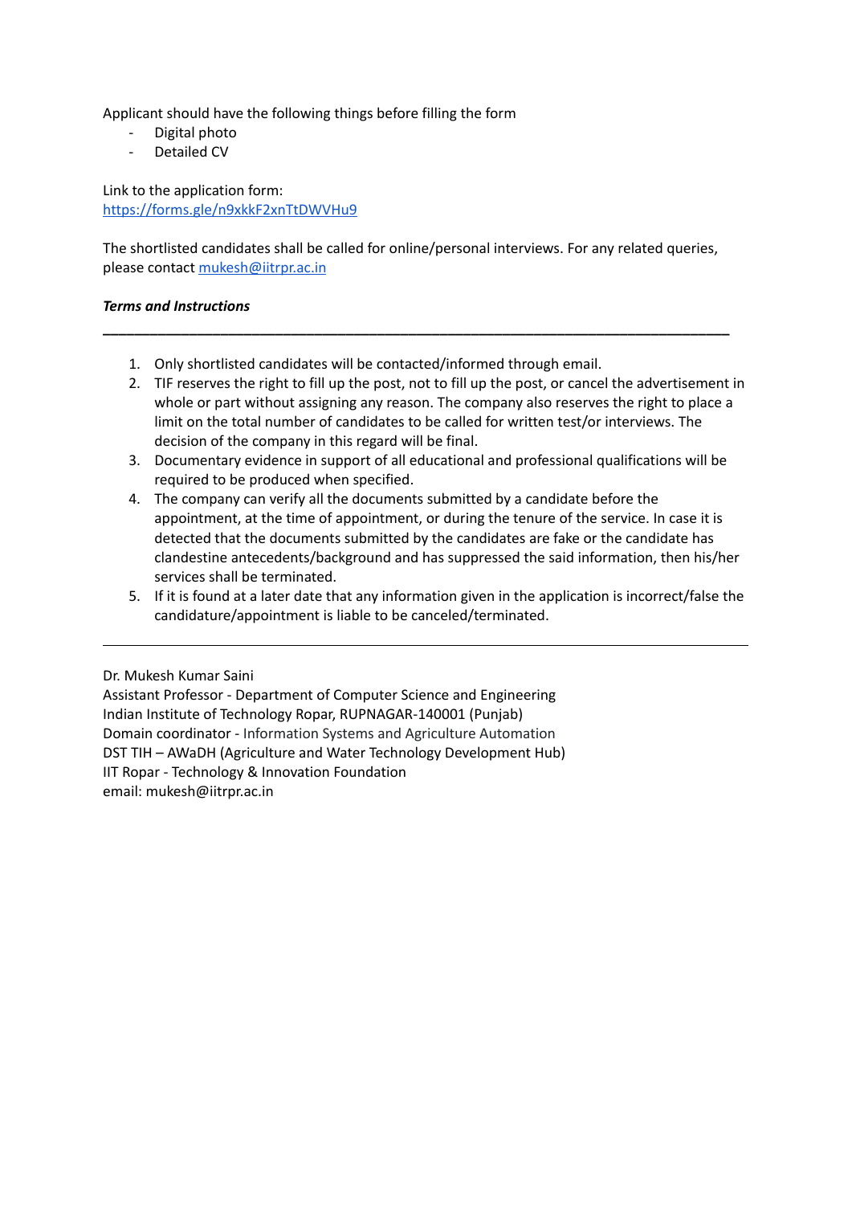Applicant should have the following things before filling the form

- Digital photo
- Detailed CV

Link to the application form:
[https://forms.gle/n9xkkF2xnTtDWVHu9](https://forms.gle/n9xkkF2xnTtDWVHu9)

The shortlisted candidates shall be called for online/personal interviews. For any related queries, please contact [mukesh@iitrpr.ac.in](mailto:mukesh@iitrpr.ac.in)

***Terms and Instructions***

---

1. Only shortlisted candidates will be contacted/informed through email.
2. TIF reserves the right to fill up the post, not to fill up the post, or cancel the advertisement in whole or part without assigning any reason. The company also reserves the right to place a limit on the total number of candidates to be called for written test/or interviews. The decision of the company in this regard will be final.
3. Documentary evidence in support of all educational and professional qualifications will be required to be produced when specified.
4. The company can verify all the documents submitted by a candidate before the appointment, at the time of appointment, or during the tenure of the service. In case it is detected that the documents submitted by the candidates are fake or the candidate has clandestine antecedents/background and has suppressed the said information, then his/her services shall be terminated.
5. If it is found at a later date that any information given in the application is incorrect/false the candidature/appointment is liable to be canceled/terminated.

---

Dr. Mukesh Kumar Saini
Assistant Professor - Department of Computer Science and Engineering
Indian Institute of Technology Ropar, RUPNAGAR-140001 (Punjab)
Domain coordinator - Information Systems and Agriculture Automation
DST TIH – AWaDH (Agriculture and Water Technology Development Hub)
IIT Ropar - Technology & Innovation Foundation
email: mukesh@iitrpr.ac.in